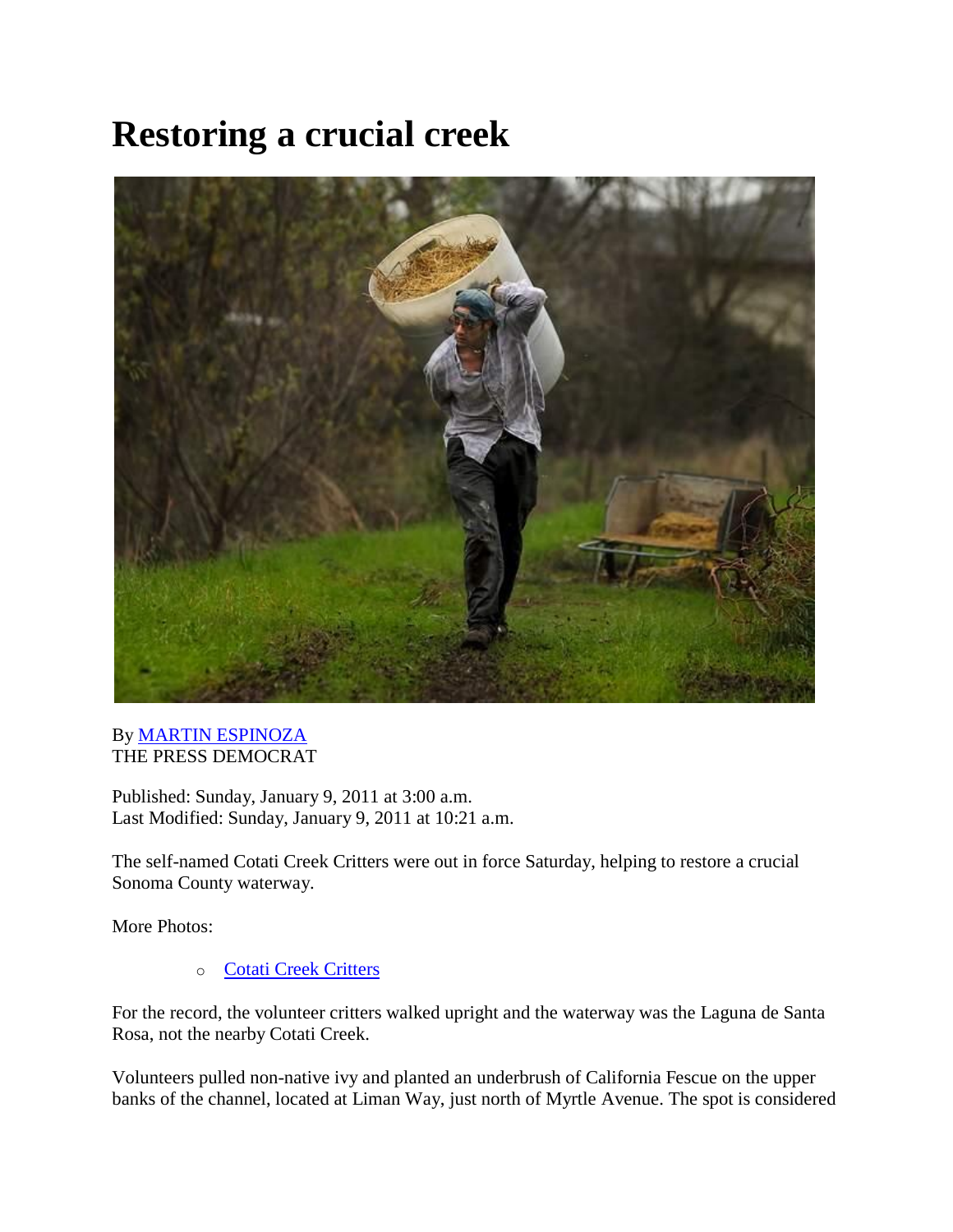# Restoring a crucial creek

By MARTIN ESPINOZA
THE PRESS DEMOCRAT

Published: Sunday, January 9, 2011 at 3:00 a.m.
Last Modified: Sunday, January 9, 2011 at 10:21 a.m.

The self-named Cotati Creek Critters were out in force Saturday, helping to restore a crucial Sonoma County waterway.

More Photos:

- Cotati Creek Critters

For the record, the volunteer critters walked upright and the waterway was the Laguna de Santa Rosa, not the nearby Cotati Creek.

Volunteers pulled non-native ivy and planted an underbrush of California Fescue on the upper banks of the channel, located at Liman Way, just north of Myrtle Avenue. The spot is considered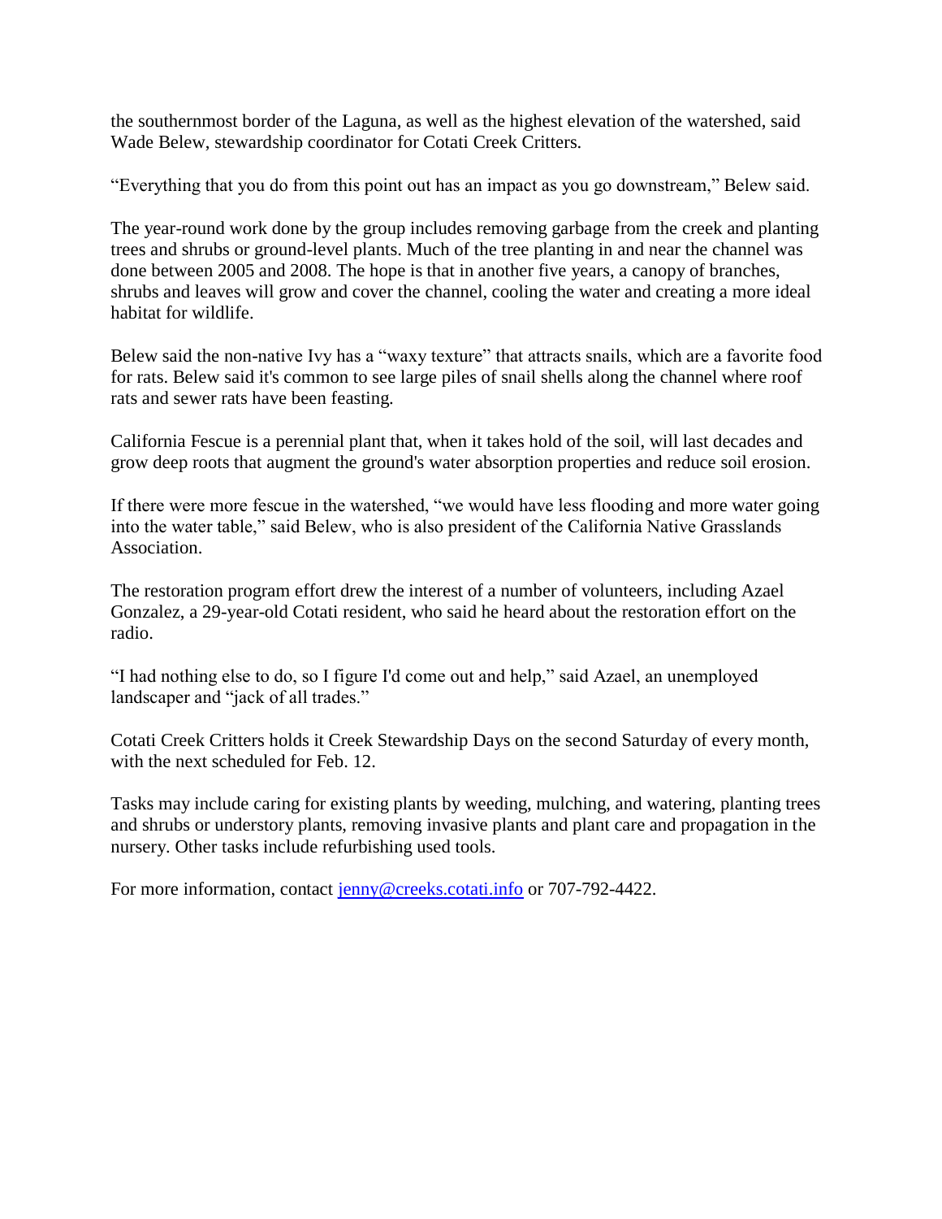the southernmost border of the Laguna, as well as the highest elevation of the watershed, said Wade Belew, stewardship coordinator for Cotati Creek Critters.

“Everything that you do from this point out has an impact as you go downstream,” Belew said.

The year-round work done by the group includes removing garbage from the creek and planting trees and shrubs or ground-level plants. Much of the tree planting in and near the channel was done between 2005 and 2008. The hope is that in another five years, a canopy of branches, shrubs and leaves will grow and cover the channel, cooling the water and creating a more ideal habitat for wildlife.

Belew said the non-native Ivy has a “waxy texture” that attracts snails, which are a favorite food for rats. Belew said it's common to see large piles of snail shells along the channel where roof rats and sewer rats have been feasting.

California Fescue is a perennial plant that, when it takes hold of the soil, will last decades and grow deep roots that augment the ground's water absorption properties and reduce soil erosion.

If there were more fescue in the watershed, “we would have less flooding and more water going into the water table,” said Belew, who is also president of the California Native Grasslands Association.

The restoration program effort drew the interest of a number of volunteers, including Azael Gonzalez, a 29-year-old Cotati resident, who said he heard about the restoration effort on the radio.

“I had nothing else to do, so I figure I'd come out and help,” said Azael, an unemployed landscaper and “jack of all trades.”

Cotati Creek Critters holds it Creek Stewardship Days on the second Saturday of every month, with the next scheduled for Feb. 12.

Tasks may include caring for existing plants by weeding, mulching, and watering, planting trees and shrubs or understory plants, removing invasive plants and plant care and propagation in the nursery. Other tasks include refurbishing used tools.

For more information, contact jenny@creeks.cotati.info or 707-792-4422.